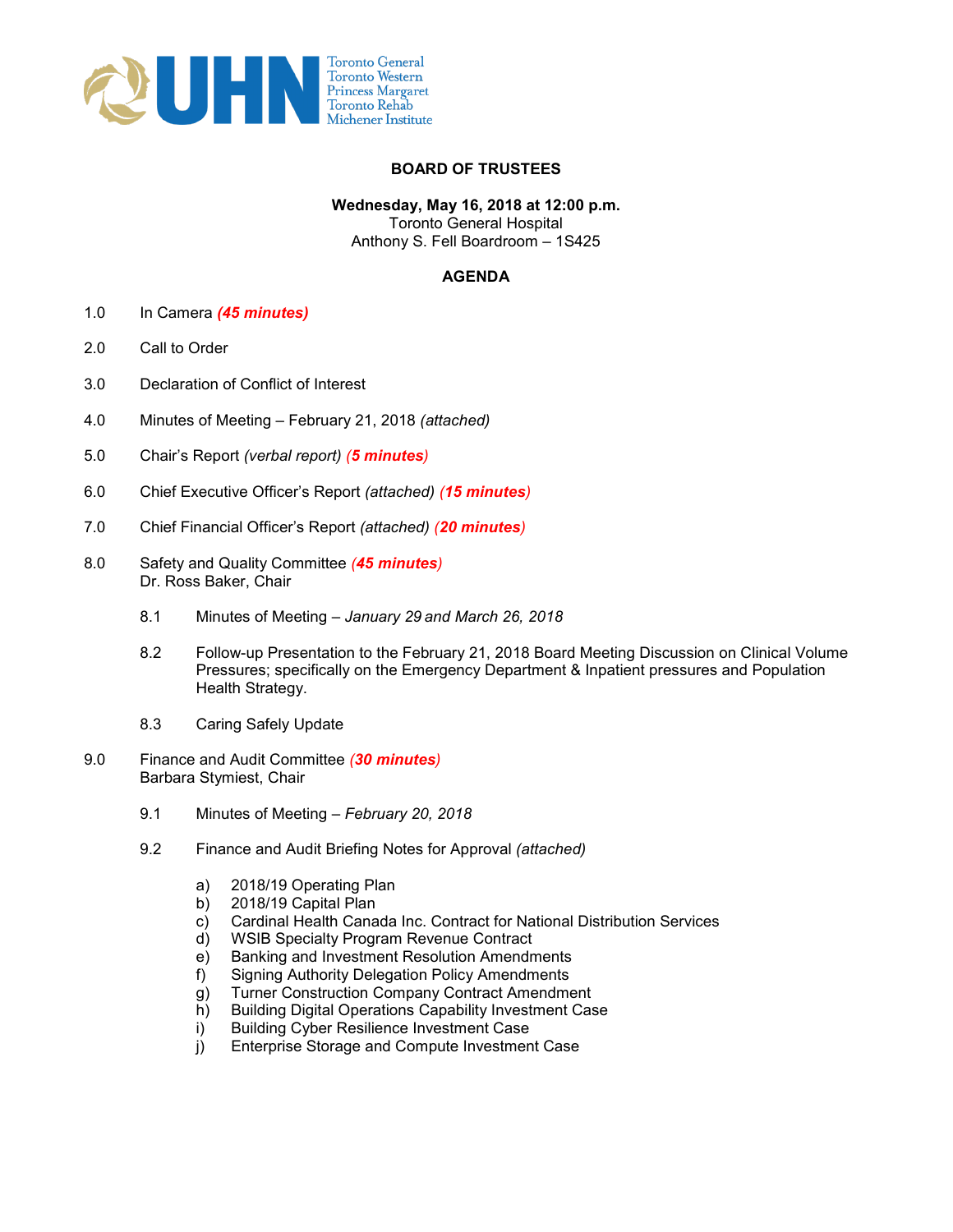UHN Toronto General Toronto Western Princess Margaret Toronto Rehab Michener Institute

**BOARD OF TRUSTEES**

**Wednesday, May 16, 2018 at 12:00 p.m.**
Toronto General Hospital
Anthony S. Fell Boardroom – 1S425

**AGENDA**

1.0 In Camera ***(45 minutes)***

2.0 Call to Order

3.0 Declaration of Conflict of Interest

4.0 Minutes of Meeting – February 21, 2018 *(attached)*

5.0 Chair's Report *(verbal report)* ***(5 minutes)***

6.0 Chief Executive Officer's Report *(attached)* ***(15 minutes)***

7.0 Chief Financial Officer's Report *(attached)* ***(20 minutes)***

8.0 Safety and Quality Committee ***(45 minutes)***
Dr. Ross Baker, Chair

- 8.1 Minutes of Meeting – *January 29 and March 26, 2018*
- 8.2 Follow-up Presentation to the February 21, 2018 Board Meeting Discussion on Clinical Volume Pressures; specifically on the Emergency Department & Inpatient pressures and Population Health Strategy.
- 8.3 Caring Safely Update

9.0 Finance and Audit Committee ***(30 minutes)***
Barbara Stymiest, Chair

- 9.1 Minutes of Meeting – *February 20, 2018*
- 9.2 Finance and Audit Briefing Notes for Approval *(attached)*
  - a) 2018/19 Operating Plan
  - b) 2018/19 Capital Plan
  - c) Cardinal Health Canada Inc. Contract for National Distribution Services
  - d) WSIB Specialty Program Revenue Contract
  - e) Banking and Investment Resolution Amendments
  - f) Signing Authority Delegation Policy Amendments
  - g) Turner Construction Company Contract Amendment
  - h) Building Digital Operations Capability Investment Case
  - i) Building Cyber Resilience Investment Case
  - j) Enterprise Storage and Compute Investment Case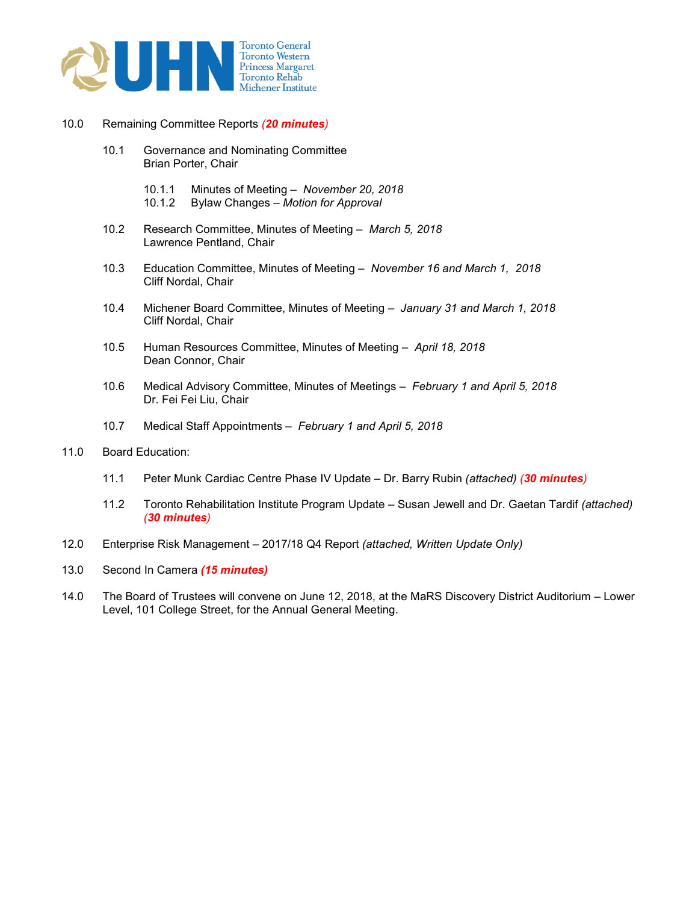10.0 Remaining Committee Reports *(20 minutes)*

- 10.1 Governance and Nominating Committee
  Brian Porter, Chair
  - 10.1.1 Minutes of Meeting – *November 20, 2018*
  - 10.1.2 Bylaw Changes – *Motion for Approval*
- 10.2 Research Committee, Minutes of Meeting – *March 5, 2018*
  Lawrence Pentland, Chair
- 10.3 Education Committee, Minutes of Meeting – *November 16 and March 1, 2018*
  Cliff Nordal, Chair
- 10.4 Michener Board Committee, Minutes of Meeting – *January 31 and March 1, 2018*
  Cliff Nordal, Chair
- 10.5 Human Resources Committee, Minutes of Meeting – *April 18, 2018*
  Dean Connor, Chair
- 10.6 Medical Advisory Committee, Minutes of Meetings – *February 1 and April 5, 2018*
  Dr. Fei Fei Liu, Chair
- 10.7 Medical Staff Appointments – *February 1 and April 5, 2018*

11.0 Board Education:

- 11.1 Peter Munk Cardiac Centre Phase IV Update – Dr. Barry Rubin *(attached)* ***(30 minutes)***
- 11.2 Toronto Rehabilitation Institute Program Update – Susan Jewell and Dr. Gaetan Tardif *(attached)* ***(30 minutes)***

12.0 Enterprise Risk Management – 2017/18 Q4 Report *(attached, Written Update Only)*

13.0 Second In Camera ***(15 minutes)***

14.0 The Board of Trustees will convene on June 12, 2018, at the MaRS Discovery District Auditorium – Lower Level, 101 College Street, for the Annual General Meeting.